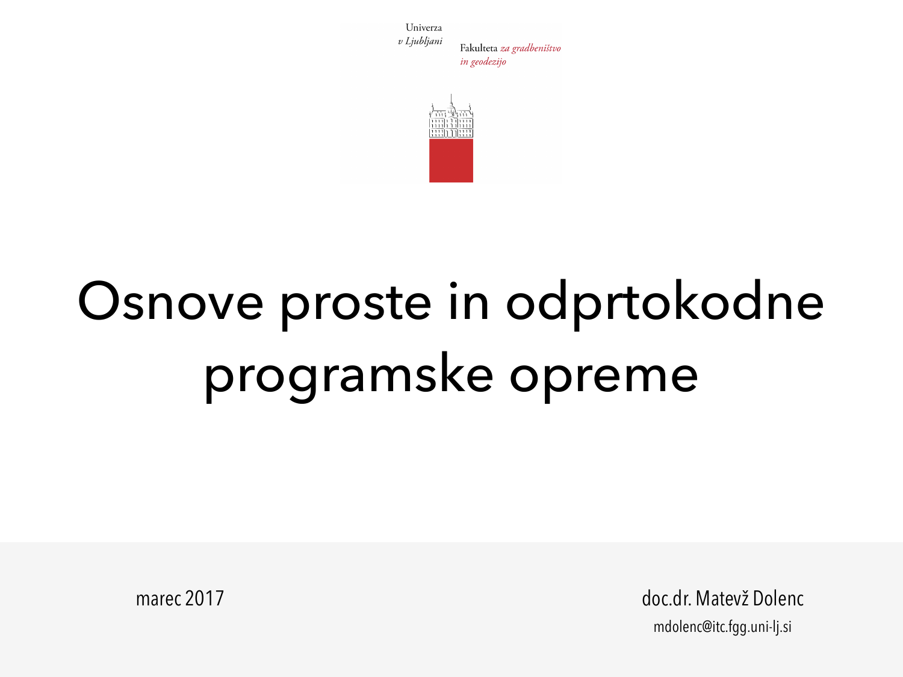Univerza
*v Ljubljani*

Fakulteta *za gradbeništvo in geodezijo*

# Osnove proste in odprtokodne programske opreme

marec 2017

doc.dr. Matevž Dolenc
mdolenc@itc.fgg.uni-lj.si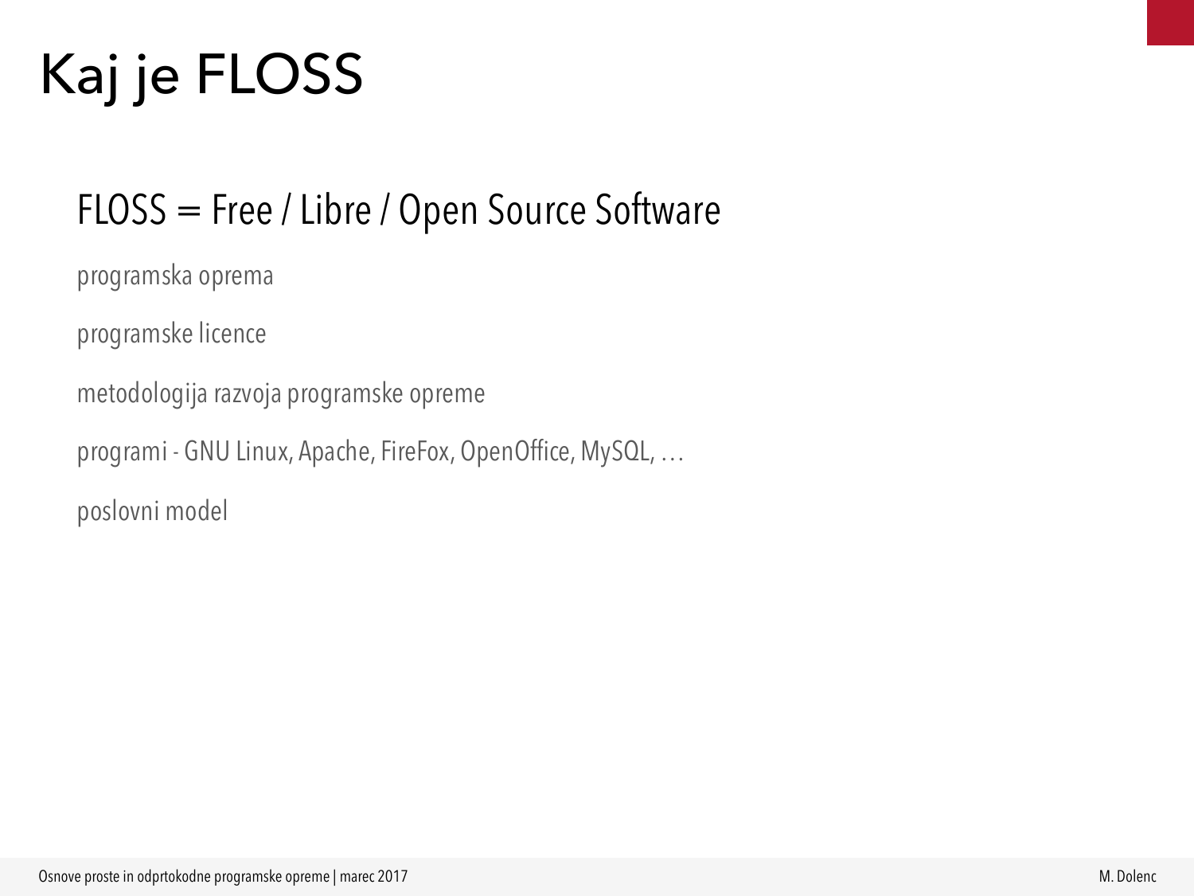# Kaj je FLOSS

## FLOSS = Free / Libre / Open Source Software

programska oprema

programske licence

metodologija razvoja programske opreme

programi - GNU Linux, Apache, FireFox, OpenOffice, MySQL, …

poslovni model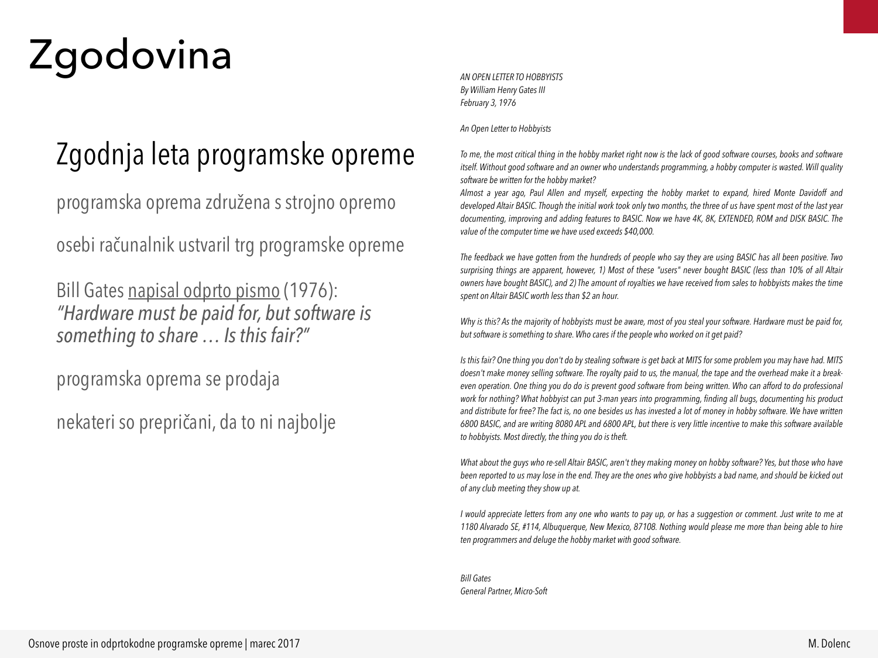# Zgodovina

## Zgodnja leta programske opreme

programska oprema združena s strojno opremo

osebi računalnik ustvaril trg programske opreme

Bill Gates napisal odprto pismo (1976):
*"Hardware must be paid for, but software is something to share … Is this fair?"*

programska oprema se prodaja

nekateri so prepričani, da to ni najbolje

*AN OPEN LETTER TO HOBBYISTS*
*By William Henry Gates III*
*February 3, 1976*

*An Open Letter to Hobbyists*

*To me, the most critical thing in the hobby market right now is the lack of good software courses, books and software itself. Without good software and an owner who understands programming, a hobby computer is wasted. Will quality software be written for the hobby market?*
*Almost a year ago, Paul Allen and myself, expecting the hobby market to expand, hired Monte Davidoff and developed Altair BASIC. Though the initial work took only two months, the three of us have spent most of the last year documenting, improving and adding features to BASIC. Now we have 4K, 8K, EXTENDED, ROM and DISK BASIC. The value of the computer time we have used exceeds $40,000.*

*The feedback we have gotten from the hundreds of people who say they are using BASIC has all been positive. Two surprising things are apparent, however, 1) Most of these "users" never bought BASIC (less than 10% of all Altair owners have bought BASIC), and 2) The amount of royalties we have received from sales to hobbyists makes the time spent on Altair BASIC worth less than $2 an hour.*

*Why is this? As the majority of hobbyists must be aware, most of you steal your software. Hardware must be paid for, but software is something to share. Who cares if the people who worked on it get paid?*

*Is this fair? One thing you don't do by stealing software is get back at MITS for some problem you may have had. MITS doesn't make money selling software. The royalty paid to us, the manual, the tape and the overhead make it a break-even operation. One thing you do do is prevent good software from being written. Who can afford to do professional work for nothing? What hobbyist can put 3-man years into programming, finding all bugs, documenting his product and distribute for free? The fact is, no one besides us has invested a lot of money in hobby software. We have written 6800 BASIC, and are writing 8080 APL and 6800 APL, but there is very little incentive to make this software available to hobbyists. Most directly, the thing you do is theft.*

*What about the guys who re-sell Altair BASIC, aren't they making money on hobby software? Yes, but those who have been reported to us may lose in the end. They are the ones who give hobbyists a bad name, and should be kicked out of any club meeting they show up at.*

*I would appreciate letters from any one who wants to pay up, or has a suggestion or comment. Just write to me at 1180 Alvarado SE, #114, Albuquerque, New Mexico, 87108. Nothing would please me more than being able to hire ten programmers and deluge the hobby market with good software.*

*Bill Gates*
*General Partner, Micro-Soft*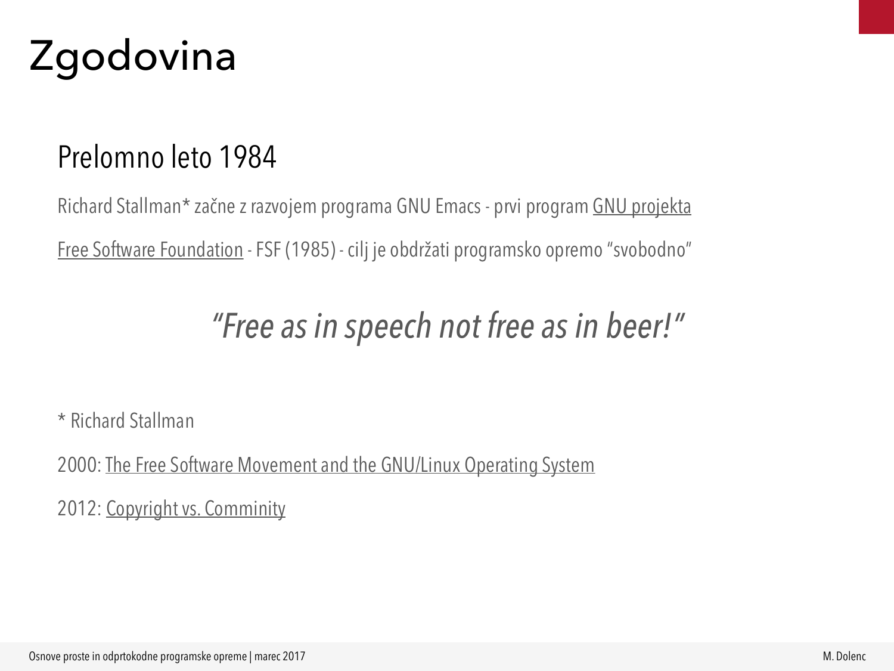# Zgodovina

## Prelomno leto 1984

Richard Stallman* začne z razvojem programa GNU Emacs - prvi program GNU projekta

Free Software Foundation - FSF (1985) - cilj je obdržati programsko opremo "svobodno"

*"Free as in speech not free as in beer!"*

* Richard Stallman

2000: The Free Software Movement and the GNU/Linux Operating System

2012: Copyright vs. Comminity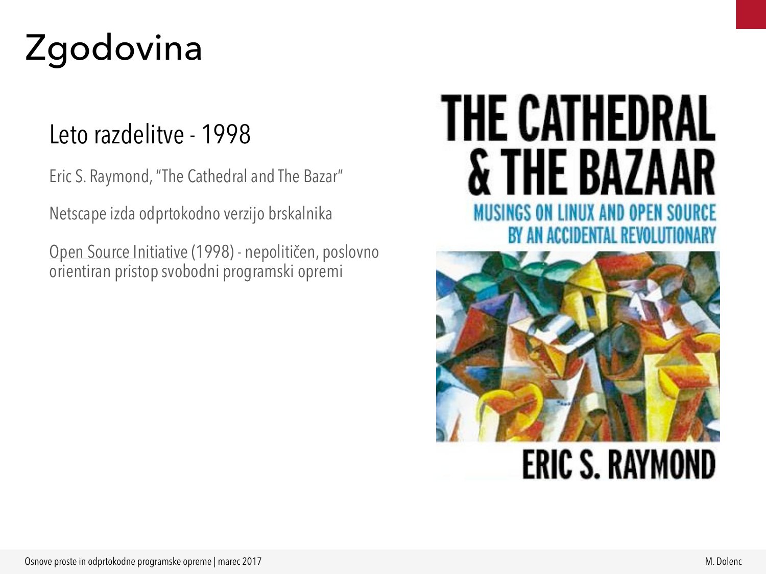# Zgodovina

## Leto razdelitve - 1998

Eric S. Raymond, "The Cathedral and The Bazar"

Netscape izda odprtokodno verzijo brskalnika

Open Source Initiative (1998) - nepolitičen, poslovno orientiran pristop svobodni programski opremi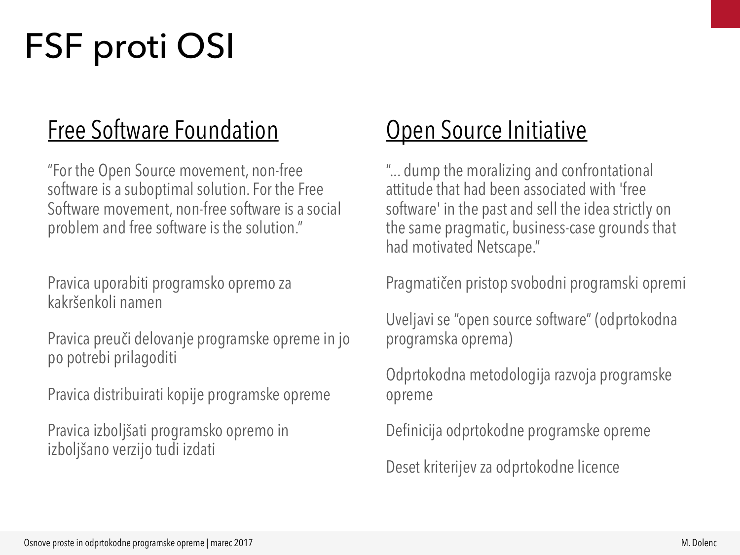# FSF proti OSI

## Free Software Foundation

"For the Open Source movement, non-free software is a suboptimal solution. For the Free Software movement, non-free software is a social problem and free software is the solution."

Pravica uporabiti programsko opremo za kakršenkoli namen

Pravica preuči delovanje programske opreme in jo po potrebi prilagoditi

Pravica distribuirati kopije programske opreme

Pravica izboljšati programsko opremo in izboljšano verzijo tudi izdati

## Open Source Initiative

"... dump the moralizing and confrontational attitude that had been associated with 'free software' in the past and sell the idea strictly on the same pragmatic, business-case grounds that had motivated Netscape."

Pragmatičen pristop svobodni programski opremi

Uveljavi se "open source software" (odprtokodna programska oprema)

Odprtokodna metodologija razvoja programske opreme

Definicija odprtokodne programske opreme

Deset kriterijev za odprtokodne licence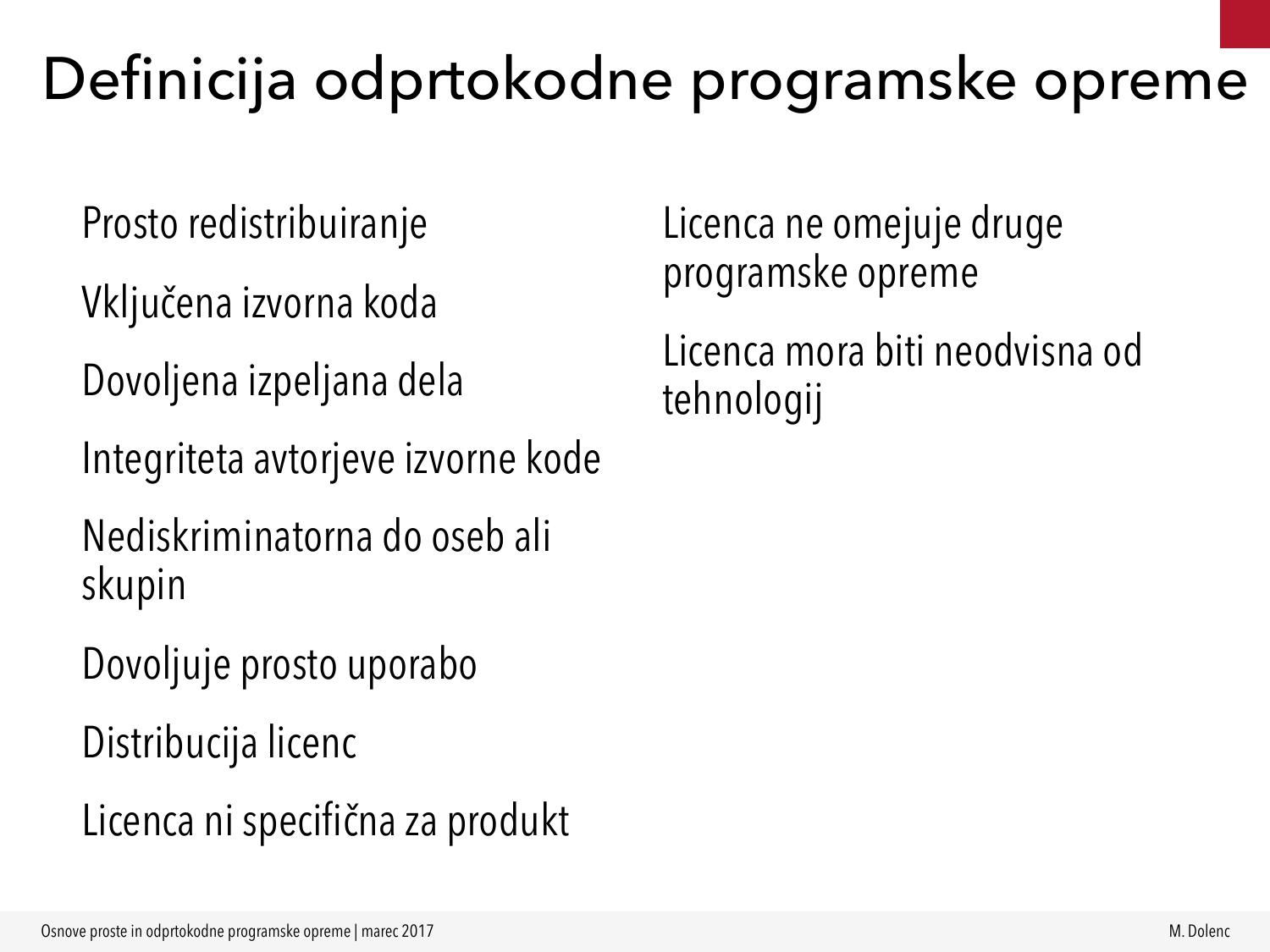# Definicija odprtokodne programske opreme

- Prosto redistribuiranje
- Vključena izvorna koda
- Dovoljena izpeljana dela
- Integriteta avtorjeve izvorne kode
- Nediskriminatorna do oseb ali skupin
- Dovoljuje prosto uporabo
- Distribucija licenc
- Licenca ni specifična za produkt
- Licenca ne omejuje druge programske opreme
- Licenca mora biti neodvisna od tehnologij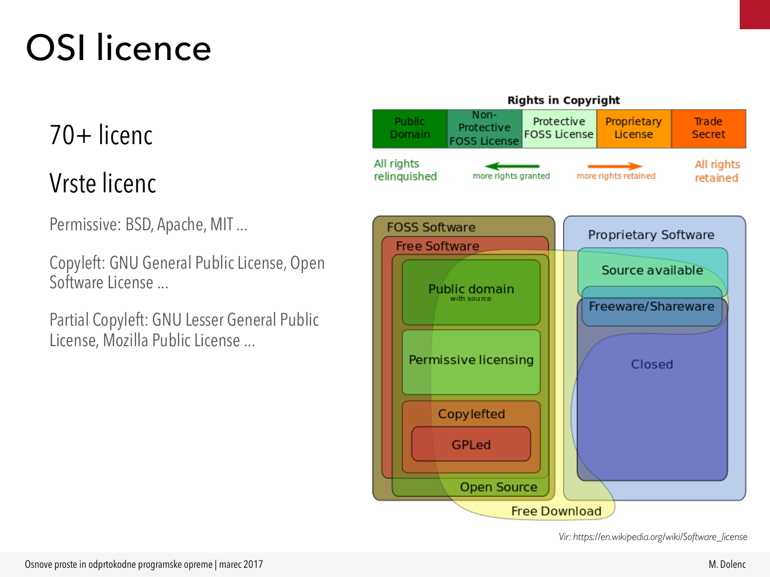# OSI licence

## 70+ licenc

## Vrste licenc

Permissive: BSD, Apache, MIT ...

Copyleft: GNU General Public License, Open Software License ...

Partial Copyleft: GNU Lesser General Public License, Mozilla Public License ...

*Vir: https://en.wikipedia.org/wiki/Software_license*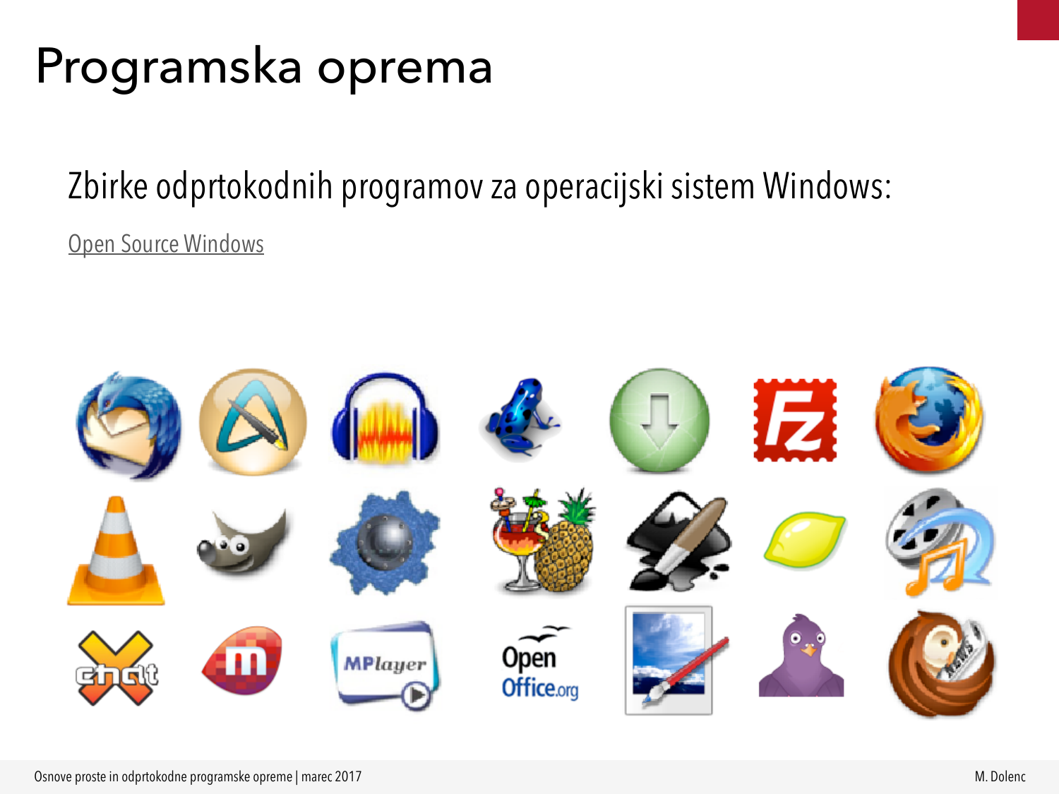# Programska oprema

Zbirke odprtokodnih programov za operacijski sistem Windows:

Open Source Windows